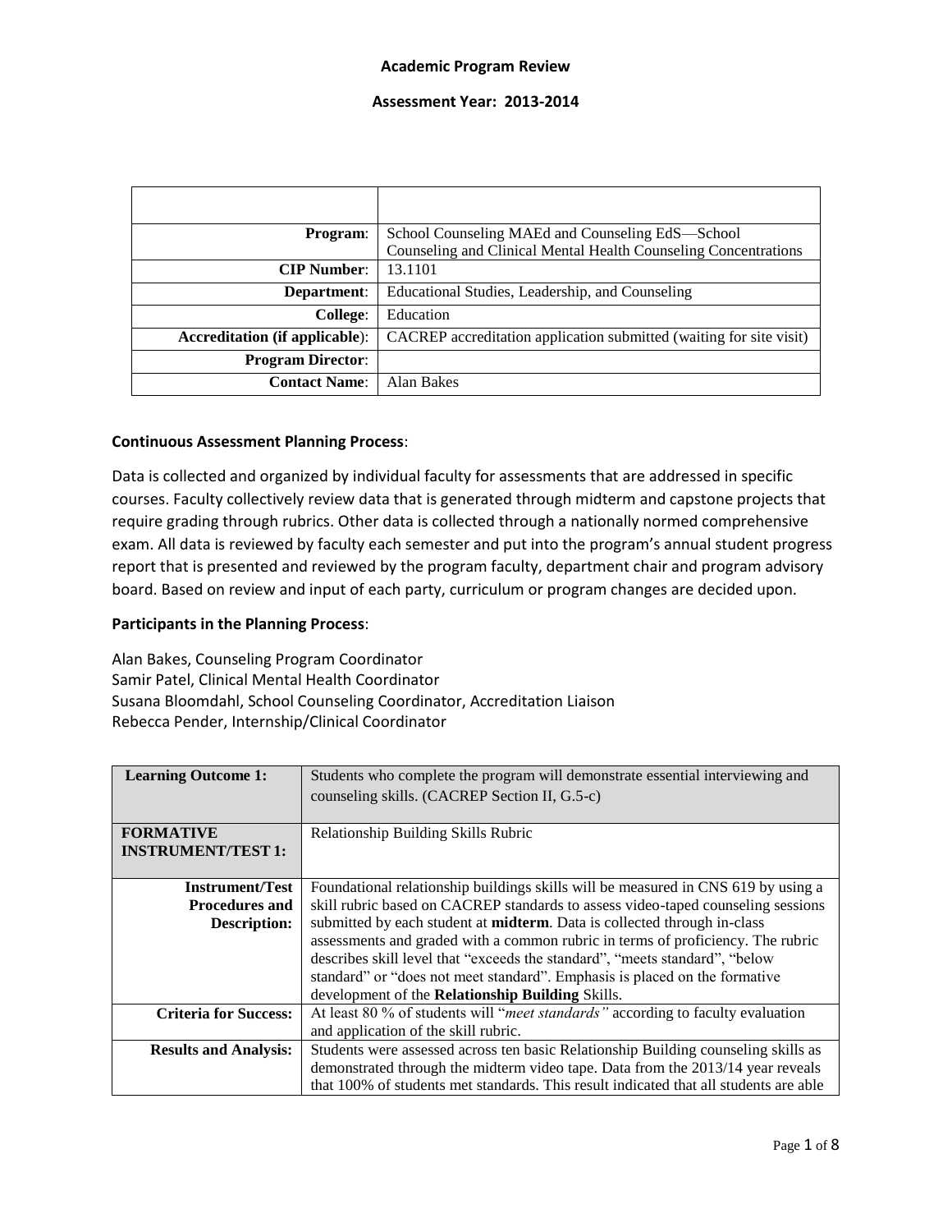**Academic Program Review**

**Assessment Year: 2013-2014**

| | |
|---|---|
| **Program**: | School Counseling MAEd and Counseling EdS—School Counseling and Clinical Mental Health Counseling Concentrations |
| **CIP Number**: | 13.1101 |
| **Department**: | Educational Studies, Leadership, and Counseling |
| **College**: | Education |
| **Accreditation (if applicable)**: | CACREP accreditation application submitted (waiting for site visit) |
| **Program Director**: | |
| **Contact Name**: | Alan Bakes |

**Continuous Assessment Planning Process**:

Data is collected and organized by individual faculty for assessments that are addressed in specific courses. Faculty collectively review data that is generated through midterm and capstone projects that require grading through rubrics. Other data is collected through a nationally normed comprehensive exam. All data is reviewed by faculty each semester and put into the program's annual student progress report that is presented and reviewed by the program faculty, department chair and program advisory board. Based on review and input of each party, curriculum or program changes are decided upon.

**Participants in the Planning Process**:

Alan Bakes, Counseling Program Coordinator
Samir Patel, Clinical Mental Health Coordinator
Susana Bloomdahl, School Counseling Coordinator, Accreditation Liaison
Rebecca Pender, Internship/Clinical Coordinator

| **Learning Outcome 1:** | Students who complete the program will demonstrate essential interviewing and counseling skills. (CACREP Section II, G.5-c) |
|---|---|
| **FORMATIVE INSTRUMENT/TEST 1:** | Relationship Building Skills Rubric |
| **Instrument/Test Procedures and Description:** | Foundational relationship buildings skills will be measured in CNS 619 by using a skill rubric based on CACREP standards to assess video-taped counseling sessions submitted by each student at **midterm**. Data is collected through in-class assessments and graded with a common rubric in terms of proficiency. The rubric describes skill level that "exceeds the standard", "meets standard", "below standard" or "does not meet standard". Emphasis is placed on the formative development of the **Relationship Building** Skills. |
| **Criteria for Success:** | At least 80 % of students will "*meet standards"* according to faculty evaluation and application of the skill rubric. |
| **Results and Analysis:** | Students were assessed across ten basic Relationship Building counseling skills as demonstrated through the midterm video tape. Data from the 2013/14 year reveals that 100% of students met standards. This result indicated that all students are able |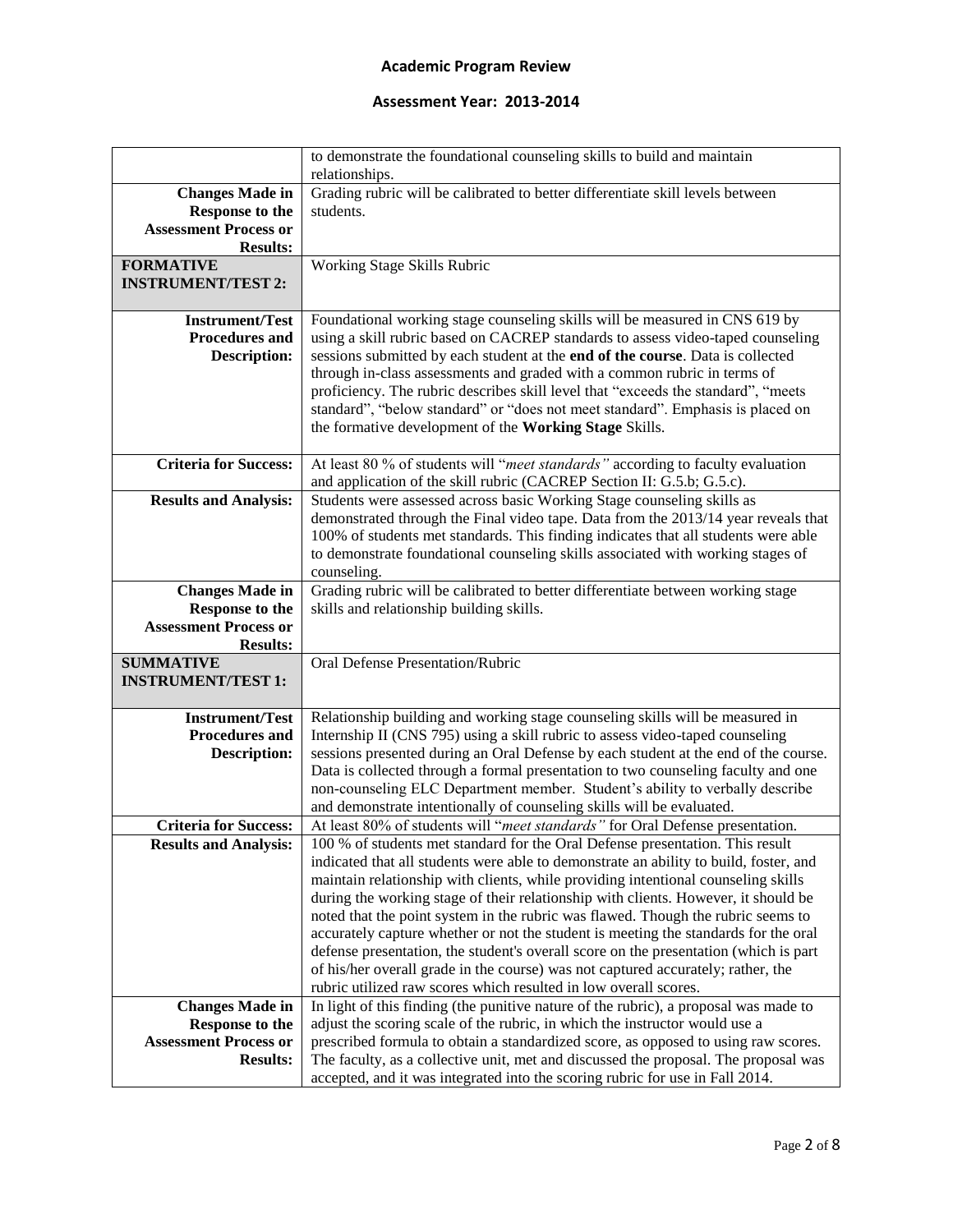# Academic Program Review

## Assessment Year: 2013-2014

| | |
|---|---|
| | to demonstrate the foundational counseling skills to build and maintain relationships. |
| **Changes Made in Response to the Assessment Process or Results:** | Grading rubric will be calibrated to better differentiate skill levels between students. |
| **FORMATIVE INSTRUMENT/TEST 2:** | Working Stage Skills Rubric |
| **Instrument/Test Procedures and Description:** | Foundational working stage counseling skills will be measured in CNS 619 by using a skill rubric based on CACREP standards to assess video-taped counseling sessions submitted by each student at the **end of the course**. Data is collected through in-class assessments and graded with a common rubric in terms of proficiency. The rubric describes skill level that "exceeds the standard", "meets standard", "below standard" or "does not meet standard". Emphasis is placed on the formative development of the **Working Stage** Skills. |
| **Criteria for Success:** | At least 80 % of students will "*meet standards"* according to faculty evaluation and application of the skill rubric (CACREP Section II: G.5.b; G.5.c). |
| **Results and Analysis:** | Students were assessed across basic Working Stage counseling skills as demonstrated through the Final video tape. Data from the 2013/14 year reveals that 100% of students met standards. This finding indicates that all students were able to demonstrate foundational counseling skills associated with working stages of counseling. |
| **Changes Made in Response to the Assessment Process or Results:** | Grading rubric will be calibrated to better differentiate between working stage skills and relationship building skills. |
| **SUMMATIVE INSTRUMENT/TEST 1:** | Oral Defense Presentation/Rubric |
| **Instrument/Test Procedures and Description:** | Relationship building and working stage counseling skills will be measured in Internship II (CNS 795) using a skill rubric to assess video-taped counseling sessions presented during an Oral Defense by each student at the end of the course. Data is collected through a formal presentation to two counseling faculty and one non-counseling ELC Department member. Student's ability to verbally describe and demonstrate intentionally of counseling skills will be evaluated. |
| **Criteria for Success:** | At least 80% of students will "*meet standards"* for Oral Defense presentation. |
| **Results and Analysis:** | 100 % of students met standard for the Oral Defense presentation. This result indicated that all students were able to demonstrate an ability to build, foster, and maintain relationship with clients, while providing intentional counseling skills during the working stage of their relationship with clients. However, it should be noted that the point system in the rubric was flawed. Though the rubric seems to accurately capture whether or not the student is meeting the standards for the oral defense presentation, the student's overall score on the presentation (which is part of his/her overall grade in the course) was not captured accurately; rather, the rubric utilized raw scores which resulted in low overall scores. |
| **Changes Made in Response to the Assessment Process or Results:** | In light of this finding (the punitive nature of the rubric), a proposal was made to adjust the scoring scale of the rubric, in which the instructor would use a prescribed formula to obtain a standardized score, as opposed to using raw scores. The faculty, as a collective unit, met and discussed the proposal. The proposal was accepted, and it was integrated into the scoring rubric for use in Fall 2014. |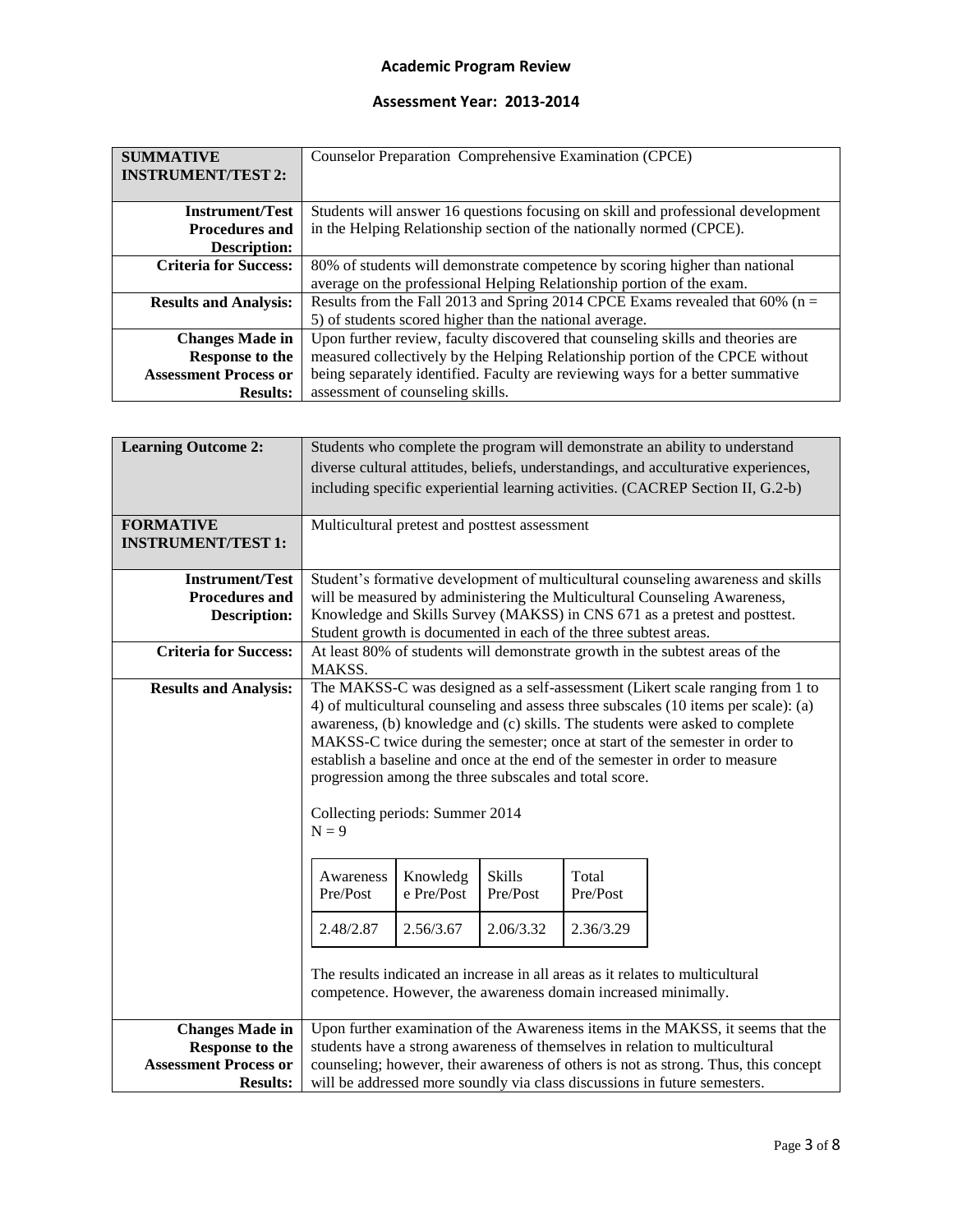**Academic Program Review**

**Assessment Year: 2013-2014**

| **SUMMATIVE INSTRUMENT/TEST 2:** | Counselor Preparation Comprehensive Examination (CPCE) |
|---|---|
| **Instrument/Test Procedures and Description:** | Students will answer 16 questions focusing on skill and professional development in the Helping Relationship section of the nationally normed (CPCE). |
| **Criteria for Success:** | 80% of students will demonstrate competence by scoring higher than national average on the professional Helping Relationship portion of the exam. |
| **Results and Analysis:** | Results from the Fall 2013 and Spring 2014 CPCE Exams revealed that 60% (n = 5) of students scored higher than the national average. |
| **Changes Made in Response to the Assessment Process or Results:** | Upon further review, faculty discovered that counseling skills and theories are measured collectively by the Helping Relationship portion of the CPCE without being separately identified. Faculty are reviewing ways for a better summative assessment of counseling skills. |

| **Learning Outcome 2:** | Students who complete the program will demonstrate an ability to understand diverse cultural attitudes, beliefs, understandings, and acculturative experiences, including specific experiential learning activities. (CACREP Section II, G.2-b) |
|---|---|
| **FORMATIVE INSTRUMENT/TEST 1:** | Multicultural pretest and posttest assessment |
| **Instrument/Test Procedures and Description:** | Student's formative development of multicultural counseling awareness and skills will be measured by administering the Multicultural Counseling Awareness, Knowledge and Skills Survey (MAKSS) in CNS 671 as a pretest and posttest. Student growth is documented in each of the three subtest areas. |
| **Criteria for Success:** | At least 80% of students will demonstrate growth in the subtest areas of the MAKSS. |
| **Results and Analysis:** | The MAKSS-C was designed as a self-assessment (Likert scale ranging from 1 to 4) of multicultural counseling and assess three subscales (10 items per scale): (a) awareness, (b) knowledge and (c) skills. The students were asked to complete MAKSS-C twice during the semester; once at start of the semester in order to establish a baseline and once at the end of the semester in order to measure progression among the three subscales and total score.<br><br>Collecting periods: Summer 2014<br>N = 9<br><br>Awareness Pre/Post: 2.48/2.87; Knowledge Pre/Post: 2.56/3.67; Skills Pre/Post: 2.06/3.32; Total Pre/Post: 2.36/3.29<br><br>The results indicated an increase in all areas as it relates to multicultural competence. However, the awareness domain increased minimally. |
| **Changes Made in Response to the Assessment Process or Results:** | Upon further examination of the Awareness items in the MAKSS, it seems that the students have a strong awareness of themselves in relation to multicultural counseling; however, their awareness of others is not as strong. Thus, this concept will be addressed more soundly via class discussions in future semesters. |

| Awareness Pre/Post | Knowledge Pre/Post | Skills Pre/Post | Total Pre/Post |
|---|---|---|---|
| 2.48/2.87 | 2.56/3.67 | 2.06/3.32 | 2.36/3.29 |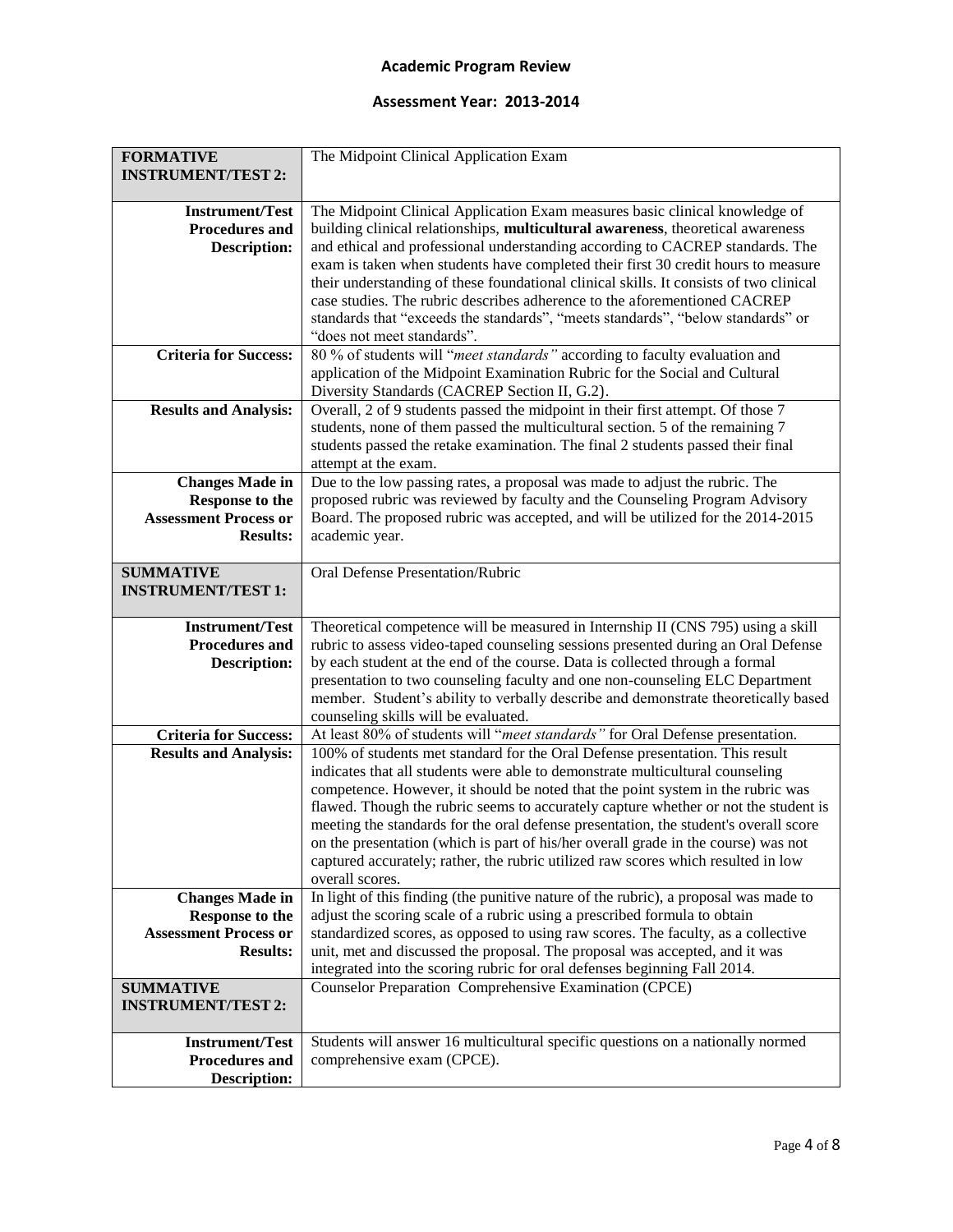**Academic Program Review**

**Assessment Year: 2013-2014**

| **FORMATIVE INSTRUMENT/TEST 2:** | The Midpoint Clinical Application Exam |
|---|---|
| **Instrument/Test Procedures and Description:** | The Midpoint Clinical Application Exam measures basic clinical knowledge of building clinical relationships, **multicultural awareness**, theoretical awareness and ethical and professional understanding according to CACREP standards. The exam is taken when students have completed their first 30 credit hours to measure their understanding of these foundational clinical skills. It consists of two clinical case studies. The rubric describes adherence to the aforementioned CACREP standards that "exceeds the standards", "meets standards", "below standards" or "does not meet standards". |
| **Criteria for Success:** | 80 % of students will "*meet standards"* according to faculty evaluation and application of the Midpoint Examination Rubric for the Social and Cultural Diversity Standards (CACREP Section II, G.2). |
| **Results and Analysis:** | Overall, 2 of 9 students passed the midpoint in their first attempt. Of those 7 students, none of them passed the multicultural section. 5 of the remaining 7 students passed the retake examination. The final 2 students passed their final attempt at the exam. |
| **Changes Made in Response to the Assessment Process or Results:** | Due to the low passing rates, a proposal was made to adjust the rubric. The proposed rubric was reviewed by faculty and the Counseling Program Advisory Board. The proposed rubric was accepted, and will be utilized for the 2014-2015 academic year. |
| **SUMMATIVE INSTRUMENT/TEST 1:** | Oral Defense Presentation/Rubric |
| **Instrument/Test Procedures and Description:** | Theoretical competence will be measured in Internship II (CNS 795) using a skill rubric to assess video-taped counseling sessions presented during an Oral Defense by each student at the end of the course. Data is collected through a formal presentation to two counseling faculty and one non-counseling ELC Department member. Student's ability to verbally describe and demonstrate theoretically based counseling skills will be evaluated. |
| **Criteria for Success:** | At least 80% of students will "*meet standards"* for Oral Defense presentation. |
| **Results and Analysis:** | 100% of students met standard for the Oral Defense presentation. This result indicates that all students were able to demonstrate multicultural counseling competence. However, it should be noted that the point system in the rubric was flawed. Though the rubric seems to accurately capture whether or not the student is meeting the standards for the oral defense presentation, the student's overall score on the presentation (which is part of his/her overall grade in the course) was not captured accurately; rather, the rubric utilized raw scores which resulted in low overall scores. |
| **Changes Made in Response to the Assessment Process or Results:** | In light of this finding (the punitive nature of the rubric), a proposal was made to adjust the scoring scale of a rubric using a prescribed formula to obtain standardized scores, as opposed to using raw scores. The faculty, as a collective unit, met and discussed the proposal. The proposal was accepted, and it was integrated into the scoring rubric for oral defenses beginning Fall 2014. |
| **SUMMATIVE INSTRUMENT/TEST 2:** | Counselor Preparation Comprehensive Examination (CPCE) |
| **Instrument/Test Procedures and Description:** | Students will answer 16 multicultural specific questions on a nationally normed comprehensive exam (CPCE). |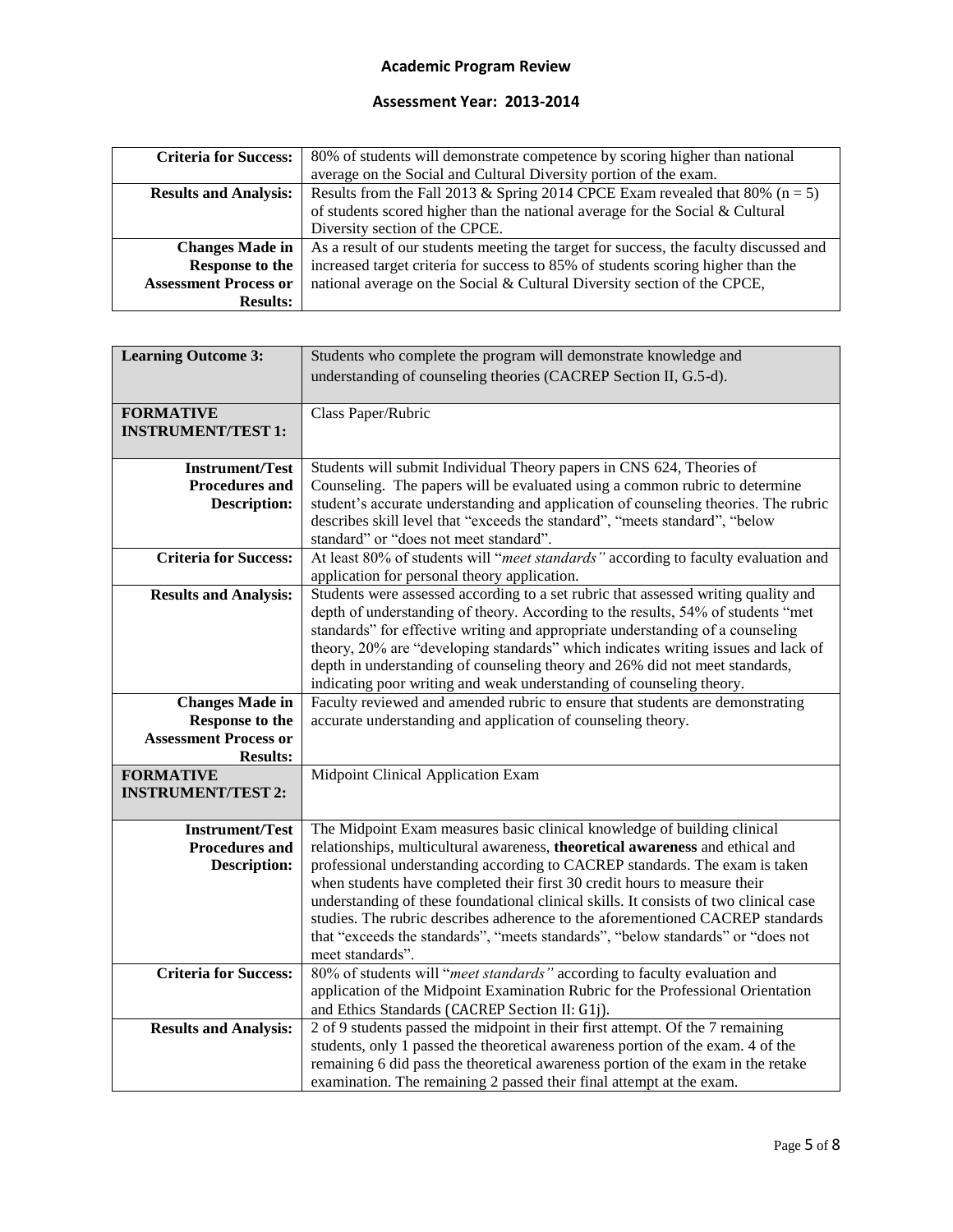**Academic Program Review**

**Assessment Year: 2013-2014**

| | |
|---|---|
| **Criteria for Success:** | 80% of students will demonstrate competence by scoring higher than national average on the Social and Cultural Diversity portion of the exam. |
| **Results and Analysis:** | Results from the Fall 2013 & Spring 2014 CPCE Exam revealed that 80% (n = 5) of students scored higher than the national average for the Social & Cultural Diversity section of the CPCE. |
| **Changes Made in Response to the Assessment Process or Results:** | As a result of our students meeting the target for success, the faculty discussed and increased target criteria for success to 85% of students scoring higher than the national average on the Social & Cultural Diversity section of the CPCE, |

| **Learning Outcome 3:** | Students who complete the program will demonstrate knowledge and understanding of counseling theories (CACREP Section II, G.5-d). |
|---|---|
| **FORMATIVE INSTRUMENT/TEST 1:** | Class Paper/Rubric |
| **Instrument/Test Procedures and Description:** | Students will submit Individual Theory papers in CNS 624, Theories of Counseling. The papers will be evaluated using a common rubric to determine student's accurate understanding and application of counseling theories. The rubric describes skill level that "exceeds the standard", "meets standard", "below standard" or "does not meet standard". |
| **Criteria for Success:** | At least 80% of students will "*meet standards"* according to faculty evaluation and application for personal theory application. |
| **Results and Analysis:** | Students were assessed according to a set rubric that assessed writing quality and depth of understanding of theory. According to the results, 54% of students "met standards" for effective writing and appropriate understanding of a counseling theory, 20% are "developing standards" which indicates writing issues and lack of depth in understanding of counseling theory and 26% did not meet standards, indicating poor writing and weak understanding of counseling theory. |
| **Changes Made in Response to the Assessment Process or Results:** | Faculty reviewed and amended rubric to ensure that students are demonstrating accurate understanding and application of counseling theory. |
| **FORMATIVE INSTRUMENT/TEST 2:** | Midpoint Clinical Application Exam |
| **Instrument/Test Procedures and Description:** | The Midpoint Exam measures basic clinical knowledge of building clinical relationships, multicultural awareness, **theoretical awareness** and ethical and professional understanding according to CACREP standards. The exam is taken when students have completed their first 30 credit hours to measure their understanding of these foundational clinical skills. It consists of two clinical case studies. The rubric describes adherence to the aforementioned CACREP standards that "exceeds the standards", "meets standards", "below standards" or "does not meet standards". |
| **Criteria for Success:** | 80% of students will "*meet standards"* according to faculty evaluation and application of the Midpoint Examination Rubric for the Professional Orientation and Ethics Standards (CACREP Section II: G1j). |
| **Results and Analysis:** | 2 of 9 students passed the midpoint in their first attempt. Of the 7 remaining students, only 1 passed the theoretical awareness portion of the exam. 4 of the remaining 6 did pass the theoretical awareness portion of the exam in the retake examination. The remaining 2 passed their final attempt at the exam. |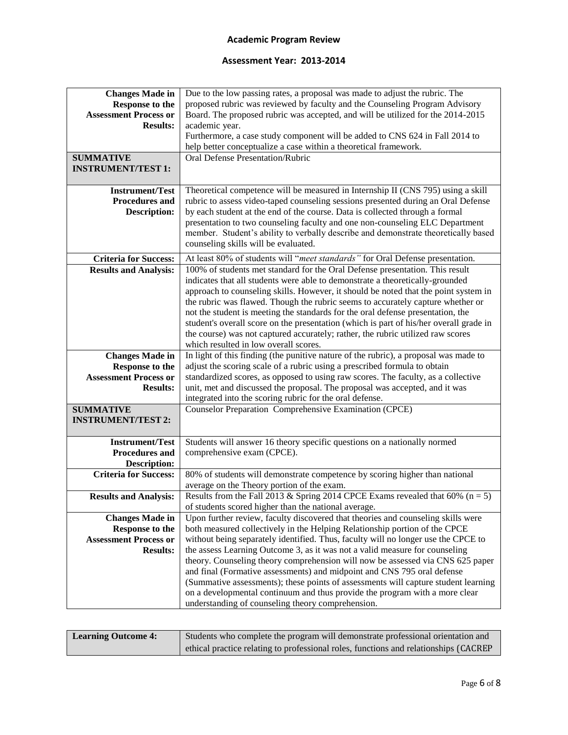## Academic Program Review

### Assessment Year: 2013-2014

| | |
|---|---|
| **Changes Made in Response to the Assessment Process or Results:** | Due to the low passing rates, a proposal was made to adjust the rubric. The proposed rubric was reviewed by faculty and the Counseling Program Advisory Board. The proposed rubric was accepted, and will be utilized for the 2014-2015 academic year.<br>Furthermore, a case study component will be added to CNS 624 in Fall 2014 to help better conceptualize a case within a theoretical framework. |
| **SUMMATIVE INSTRUMENT/TEST 1:** | Oral Defense Presentation/Rubric |
| **Instrument/Test Procedures and Description:** | Theoretical competence will be measured in Internship II (CNS 795) using a skill rubric to assess video-taped counseling sessions presented during an Oral Defense by each student at the end of the course. Data is collected through a formal presentation to two counseling faculty and one non-counseling ELC Department member. Student's ability to verbally describe and demonstrate theoretically based counseling skills will be evaluated. |
| **Criteria for Success:** | At least 80% of students will "*meet standards"* for Oral Defense presentation. |
| **Results and Analysis:** | 100% of students met standard for the Oral Defense presentation. This result indicates that all students were able to demonstrate a theoretically-grounded approach to counseling skills. However, it should be noted that the point system in the rubric was flawed. Though the rubric seems to accurately capture whether or not the student is meeting the standards for the oral defense presentation, the student's overall score on the presentation (which is part of his/her overall grade in the course) was not captured accurately; rather, the rubric utilized raw scores which resulted in low overall scores. |
| **Changes Made in Response to the Assessment Process or Results:** | In light of this finding (the punitive nature of the rubric), a proposal was made to adjust the scoring scale of a rubric using a prescribed formula to obtain standardized scores, as opposed to using raw scores. The faculty, as a collective unit, met and discussed the proposal. The proposal was accepted, and it was integrated into the scoring rubric for the oral defense. |
| **SUMMATIVE INSTRUMENT/TEST 2:** | Counselor Preparation Comprehensive Examination (CPCE) |
| **Instrument/Test Procedures and Description:** | Students will answer 16 theory specific questions on a nationally normed comprehensive exam (CPCE). |
| **Criteria for Success:** | 80% of students will demonstrate competence by scoring higher than national average on the Theory portion of the exam. |
| **Results and Analysis:** | Results from the Fall 2013 & Spring 2014 CPCE Exams revealed that 60% (n = 5) of students scored higher than the national average. |
| **Changes Made in Response to the Assessment Process or Results:** | Upon further review, faculty discovered that theories and counseling skills were both measured collectively in the Helping Relationship portion of the CPCE without being separately identified. Thus, faculty will no longer use the CPCE to the assess Learning Outcome 3, as it was not a valid measure for counseling theory. Counseling theory comprehension will now be assessed via CNS 625 paper and final (Formative assessments) and midpoint and CNS 795 oral defense (Summative assessments); these points of assessments will capture student learning on a developmental continuum and thus provide the program with a more clear understanding of counseling theory comprehension. |

| | |
|---|---|
| **Learning Outcome 4:** | Students who complete the program will demonstrate professional orientation and ethical practice relating to professional roles, functions and relationships (CACREP |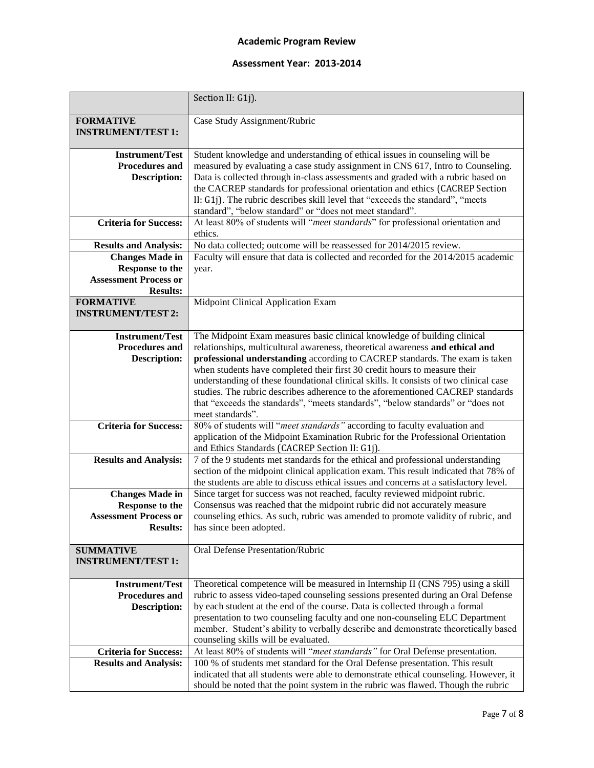## Academic Program Review

### Assessment Year: 2013-2014

| | Section II: G1j). |
|---|---|
| **FORMATIVE INSTRUMENT/TEST 1:** | Case Study Assignment/Rubric |
| **Instrument/Test Procedures and Description:** | Student knowledge and understanding of ethical issues in counseling will be measured by evaluating a case study assignment in CNS 617, Intro to Counseling. Data is collected through in-class assessments and graded with a rubric based on the CACREP standards for professional orientation and ethics (CACREP Section II: G1j). The rubric describes skill level that "exceeds the standard", "meets standard", "below standard" or "does not meet standard". |
| **Criteria for Success:** | At least 80% of students will "*meet standards*" for professional orientation and ethics. |
| **Results and Analysis:** | No data collected; outcome will be reassessed for 2014/2015 review. |
| **Changes Made in Response to the Assessment Process or Results:** | Faculty will ensure that data is collected and recorded for the 2014/2015 academic year. |
| **FORMATIVE INSTRUMENT/TEST 2:** | Midpoint Clinical Application Exam |
| **Instrument/Test Procedures and Description:** | The Midpoint Exam measures basic clinical knowledge of building clinical relationships, multicultural awareness, theoretical awareness **and ethical and professional understanding** according to CACREP standards. The exam is taken when students have completed their first 30 credit hours to measure their understanding of these foundational clinical skills. It consists of two clinical case studies. The rubric describes adherence to the aforementioned CACREP standards that "exceeds the standards", "meets standards", "below standards" or "does not meet standards". |
| **Criteria for Success:** | 80% of students will "*meet standards*" according to faculty evaluation and application of the Midpoint Examination Rubric for the Professional Orientation and Ethics Standards (CACREP Section II: G1j). |
| **Results and Analysis:** | 7 of the 9 students met standards for the ethical and professional understanding section of the midpoint clinical application exam. This result indicated that 78% of the students are able to discuss ethical issues and concerns at a satisfactory level. |
| **Changes Made in Response to the Assessment Process or Results:** | Since target for success was not reached, faculty reviewed midpoint rubric. Consensus was reached that the midpoint rubric did not accurately measure counseling ethics. As such, rubric was amended to promote validity of rubric, and has since been adopted. |
| **SUMMATIVE INSTRUMENT/TEST 1:** | Oral Defense Presentation/Rubric |
| **Instrument/Test Procedures and Description:** | Theoretical competence will be measured in Internship II (CNS 795) using a skill rubric to assess video-taped counseling sessions presented during an Oral Defense by each student at the end of the course. Data is collected through a formal presentation to two counseling faculty and one non-counseling ELC Department member. Student's ability to verbally describe and demonstrate theoretically based counseling skills will be evaluated. |
| **Criteria for Success:** | At least 80% of students will "*meet standards*" for Oral Defense presentation. |
| **Results and Analysis:** | 100 % of students met standard for the Oral Defense presentation. This result indicated that all students were able to demonstrate ethical counseling. However, it should be noted that the point system in the rubric was flawed. Though the rubric |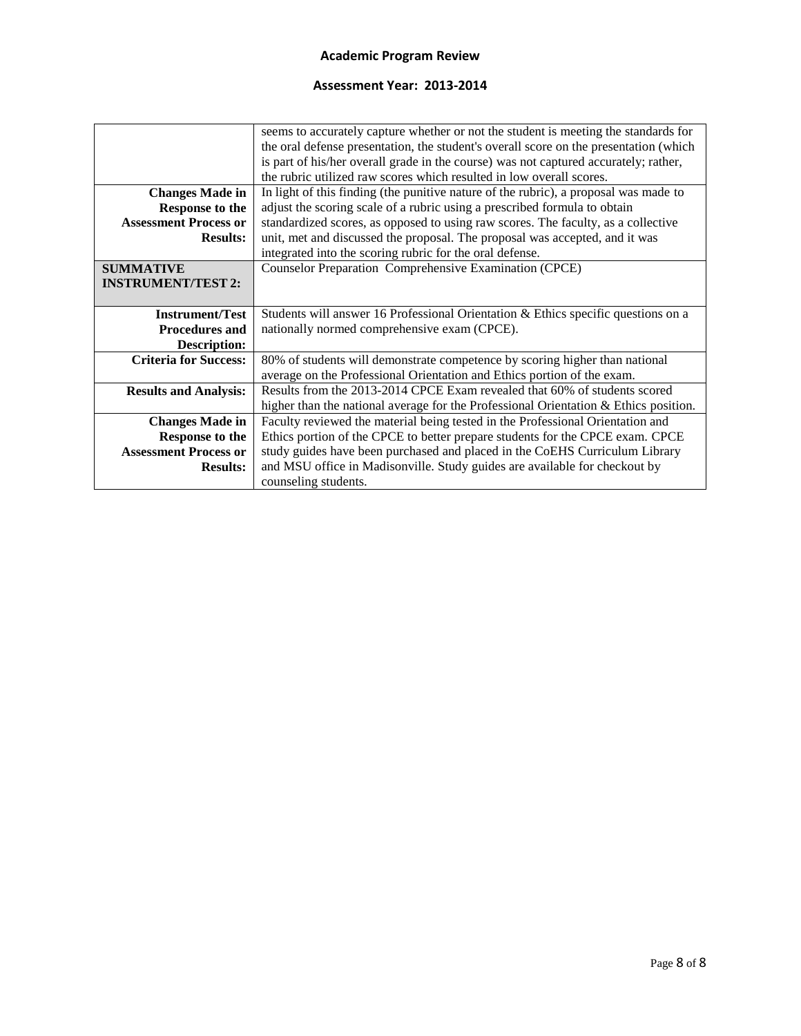| | |
|---|---|
| | seems to accurately capture whether or not the student is meeting the standards for the oral defense presentation, the student's overall score on the presentation (which is part of his/her overall grade in the course) was not captured accurately; rather, the rubric utilized raw scores which resulted in low overall scores. |
| **Changes Made in Response to the Assessment Process or Results:** | In light of this finding (the punitive nature of the rubric), a proposal was made to adjust the scoring scale of a rubric using a prescribed formula to obtain standardized scores, as opposed to using raw scores. The faculty, as a collective unit, met and discussed the proposal. The proposal was accepted, and it was integrated into the scoring rubric for the oral defense. |
| **SUMMATIVE INSTRUMENT/TEST 2:** | Counselor Preparation Comprehensive Examination (CPCE) |
| **Instrument/Test Procedures and Description:** | Students will answer 16 Professional Orientation & Ethics specific questions on a nationally normed comprehensive exam (CPCE). |
| **Criteria for Success:** | 80% of students will demonstrate competence by scoring higher than national average on the Professional Orientation and Ethics portion of the exam. |
| **Results and Analysis:** | Results from the 2013-2014 CPCE Exam revealed that 60% of students scored higher than the national average for the Professional Orientation & Ethics position. |
| **Changes Made in Response to the Assessment Process or Results:** | Faculty reviewed the material being tested in the Professional Orientation and Ethics portion of the CPCE to better prepare students for the CPCE exam. CPCE study guides have been purchased and placed in the CoEHS Curriculum Library and MSU office in Madisonville. Study guides are available for checkout by counseling students. |